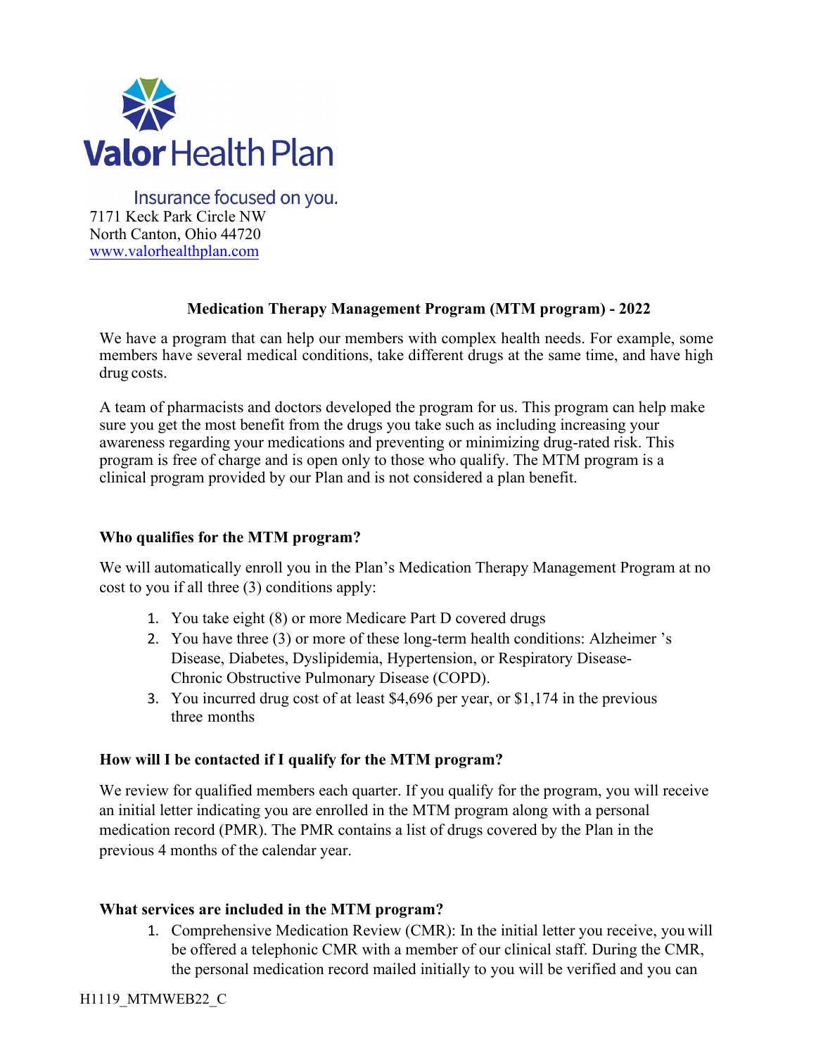Valor Health Plan

Insurance focused on you.

7171 Keck Park Circle NW
North Canton, Ohio 44720
www.valorhealthplan.com

## Medication Therapy Management Program (MTM program) - 2022

We have a program that can help our members with complex health needs. For example, some members have several medical conditions, take different drugs at the same time, and have high drug costs.

A team of pharmacists and doctors developed the program for us. This program can help make sure you get the most benefit from the drugs you take such as including increasing your awareness regarding your medications and preventing or minimizing drug-rated risk. This program is free of charge and is open only to those who qualify. The MTM program is a clinical program provided by our Plan and is not considered a plan benefit.

### Who qualifies for the MTM program?

We will automatically enroll you in the Plan's Medication Therapy Management Program at no cost to you if all three (3) conditions apply:

1. You take eight (8) or more Medicare Part D covered drugs
2. You have three (3) or more of these long-term health conditions: Alzheimer 's Disease, Diabetes, Dyslipidemia, Hypertension, or Respiratory Disease-Chronic Obstructive Pulmonary Disease (COPD).
3. You incurred drug cost of at least $4,696 per year, or $1,174 in the previous three months

### How will I be contacted if I qualify for the MTM program?

We review for qualified members each quarter. If you qualify for the program, you will receive an initial letter indicating you are enrolled in the MTM program along with a personal medication record (PMR). The PMR contains a list of drugs covered by the Plan in the previous 4 months of the calendar year.

### What services are included in the MTM program?

1. Comprehensive Medication Review (CMR): In the initial letter you receive, you will be offered a telephonic CMR with a member of our clinical staff. During the CMR, the personal medication record mailed initially to you will be verified and you can

H1119_MTMWEB22_C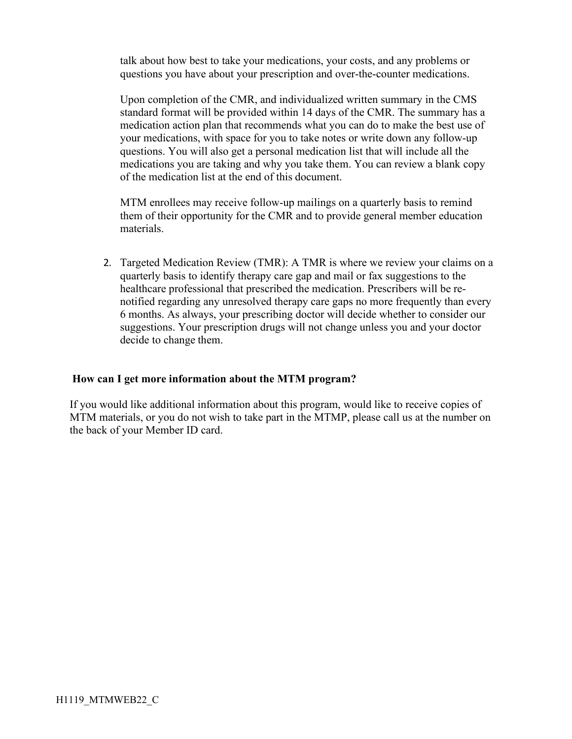talk about how best to take your medications, your costs, and any problems or questions you have about your prescription and over-the-counter medications.

Upon completion of the CMR, and individualized written summary in the CMS standard format will be provided within 14 days of the CMR. The summary has a medication action plan that recommends what you can do to make the best use of your medications, with space for you to take notes or write down any follow-up questions. You will also get a personal medication list that will include all the medications you are taking and why you take them. You can review a blank copy of the medication list at the end of this document.

MTM enrollees may receive follow-up mailings on a quarterly basis to remind them of their opportunity for the CMR and to provide general member education materials.

2. Targeted Medication Review (TMR): A TMR is where we review your claims on a quarterly basis to identify therapy care gap and mail or fax suggestions to the healthcare professional that prescribed the medication. Prescribers will be re-notified regarding any unresolved therapy care gaps no more frequently than every 6 months. As always, your prescribing doctor will decide whether to consider our suggestions. Your prescription drugs will not change unless you and your doctor decide to change them.

**How can I get more information about the MTM program?**

If you would like additional information about this program, would like to receive copies of MTM materials, or you do not wish to take part in the MTMP, please call us at the number on the back of your Member ID card.

H1119_MTMWEB22_C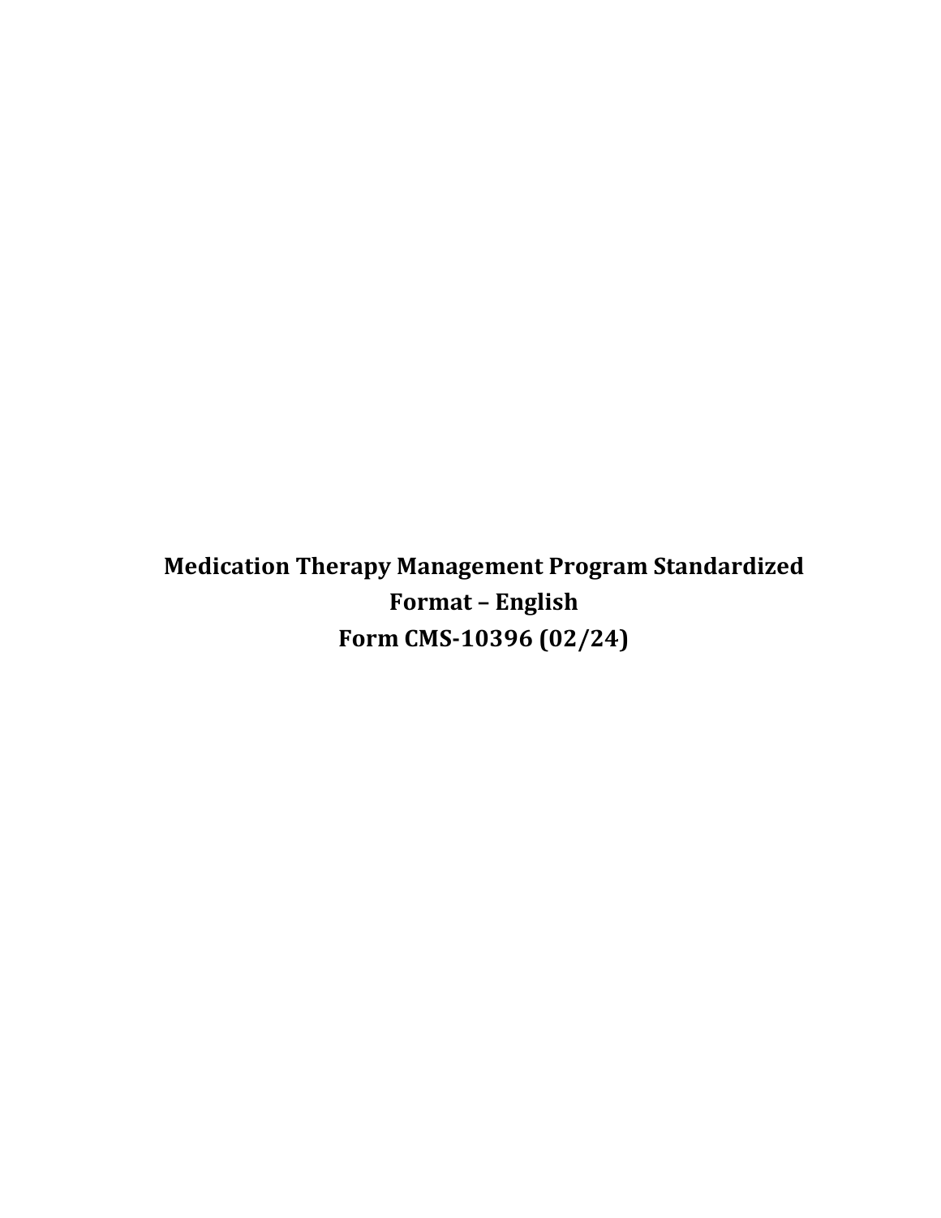**Medication Therapy Management Program Standardized Format – English Form CMS-10396 (02/24)**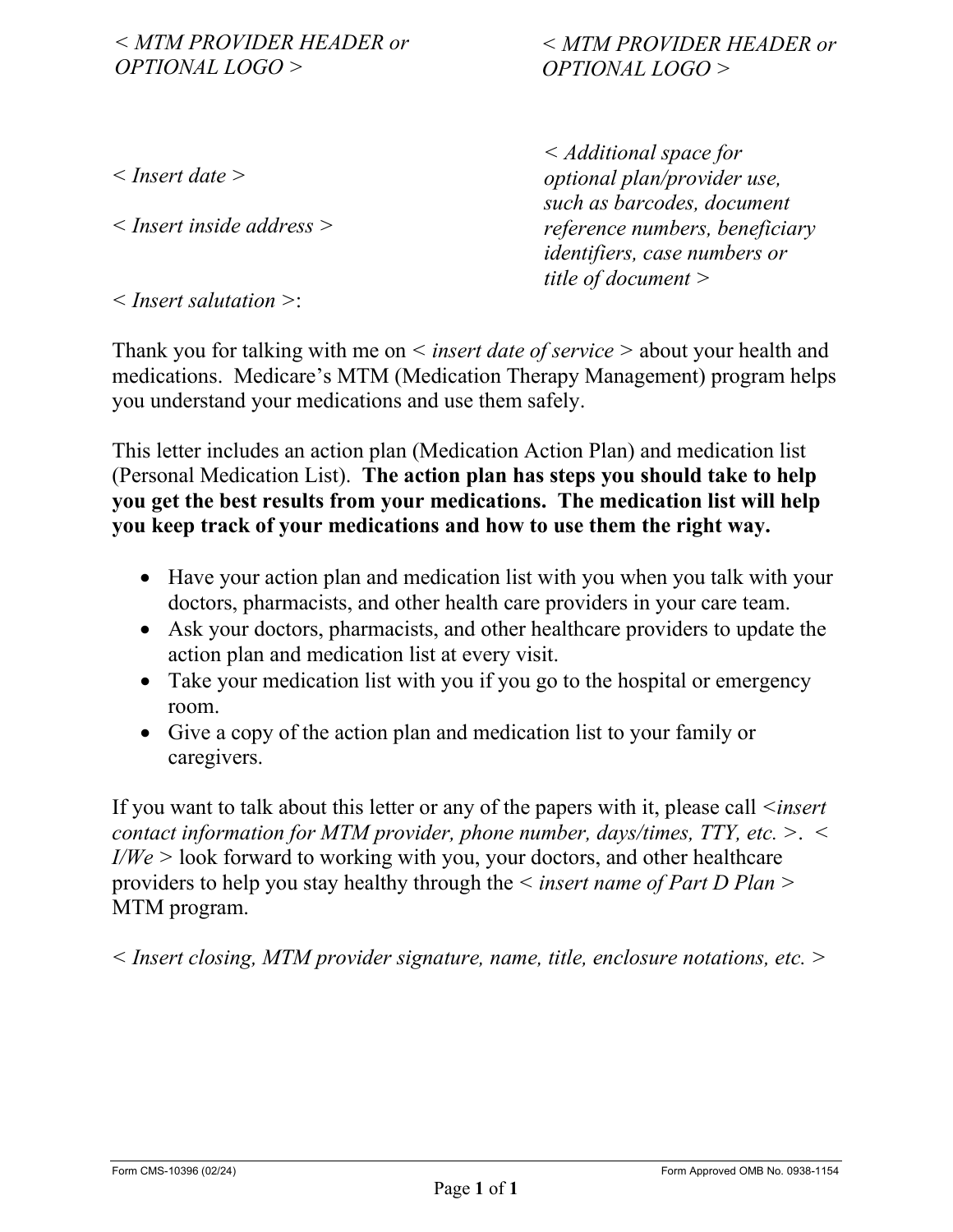*< MTM PROVIDER HEADER or OPTIONAL LOGO >*

*< MTM PROVIDER HEADER or OPTIONAL LOGO >*

*< Insert date >*

*< Insert inside address >*

*< Additional space for optional plan/provider use, such as barcodes, document reference numbers, beneficiary identifiers, case numbers or title of document >*

*< Insert salutation >*:

Thank you for talking with me on < *insert date of service* > about your health and medications. Medicare's MTM (Medication Therapy Management) program helps you understand your medications and use them safely.

This letter includes an action plan (Medication Action Plan) and medication list (Personal Medication List). **The action plan has steps you should take to help you get the best results from your medications. The medication list will help you keep track of your medications and how to use them the right way.**

- Have your action plan and medication list with you when you talk with your doctors, pharmacists, and other health care providers in your care team.
- Ask your doctors, pharmacists, and other healthcare providers to update the action plan and medication list at every visit.
- Take your medication list with you if you go to the hospital or emergency room.
- Give a copy of the action plan and medication list to your family or caregivers.

If you want to talk about this letter or any of the papers with it, please call <*insert contact information for MTM provider, phone number, days/times, TTY, etc.* >. < *I/We* > look forward to working with you, your doctors, and other healthcare providers to help you stay healthy through the < *insert name of Part D Plan* > MTM program.

*< Insert closing, MTM provider signature, name, title, enclosure notations, etc. >*

Form CMS-10396 (02/24) | Form Approved OMB No. 0938-1154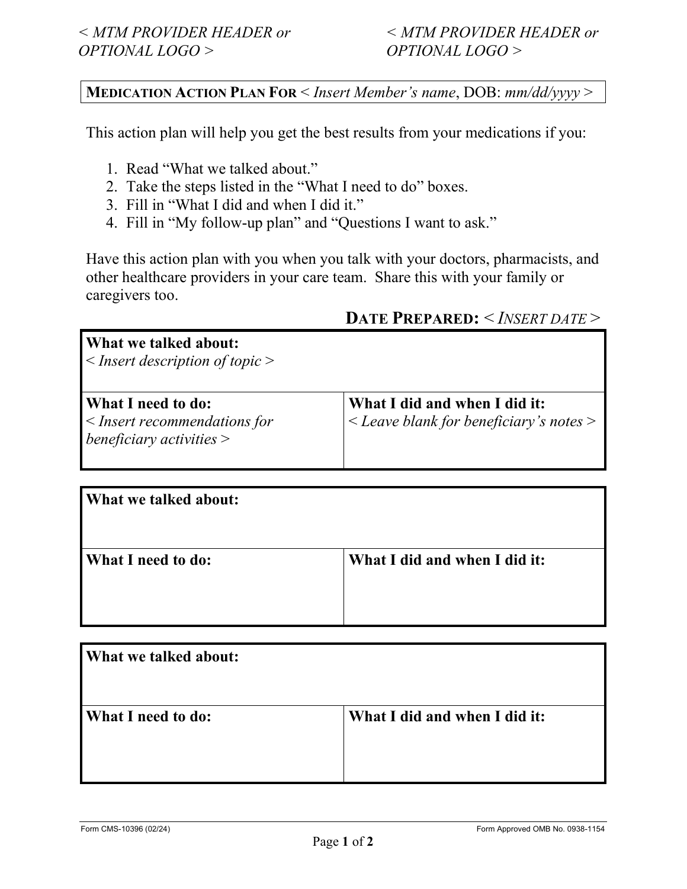< *MTM PROVIDER HEADER or OPTIONAL LOGO* > < *MTM PROVIDER HEADER or OPTIONAL LOGO* >

**MEDICATION ACTION PLAN FOR** < *Insert Member's name*, DOB: *mm/dd/yyyy* >

This action plan will help you get the best results from your medications if you:

1. Read "What we talked about."
2. Take the steps listed in the "What I need to do" boxes.
3. Fill in "What I did and when I did it."
4. Fill in "My follow-up plan" and "Questions I want to ask."

Have this action plan with you when you talk with your doctors, pharmacists, and other healthcare providers in your care team. Share this with your family or caregivers too.

**DATE PREPARED:** < *INSERT DATE* >

| **What we talked about:**<br>< *Insert description of topic* > | |
|---|---|
| **What I need to do:**<br>< *Insert recommendations for beneficiary activities* > | **What I did and when I did it:**<br>< *Leave blank for beneficiary's notes* > |

| **What we talked about:** | |
|---|---|
| **What I need to do:** | **What I did and when I did it:** |

| **What we talked about:** | |
|---|---|
| **What I need to do:** | **What I did and when I did it:** |

Form CMS-10396 (02/24) Form Approved OMB No. 0938-1154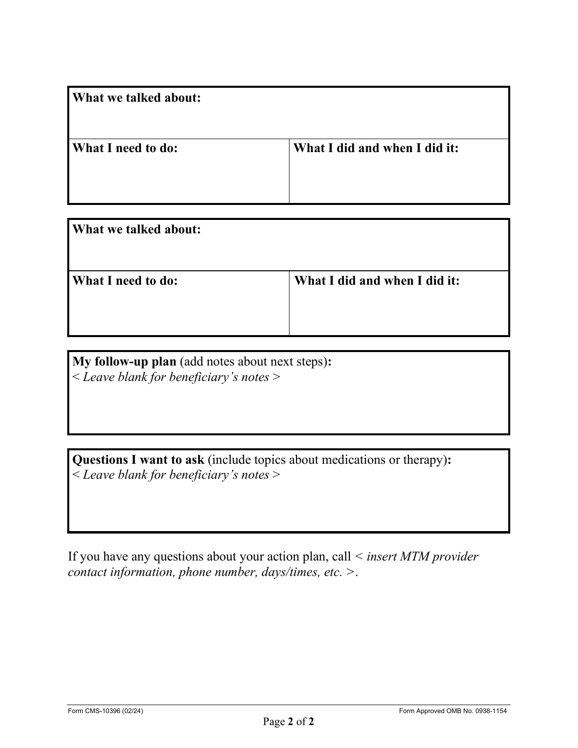| **What we talked about:** | |
|---|---|
| **What I need to do:** | **What I did and when I did it:** |

| **What we talked about:** | |
|---|---|
| **What I need to do:** | **What I did and when I did it:** |

| **My follow-up plan** (add notes about next steps)**:**<br>< *Leave blank for beneficiary's notes* > |
|---|

| **Questions I want to ask** (include topics about medications or therapy)**:**<br>< *Leave blank for beneficiary's notes* > |
|---|

If you have any questions about your action plan, call < *insert MTM provider contact information, phone number, days/times, etc.* >.

Form CMS-10396 (02/24) Form Approved OMB No. 0938-1154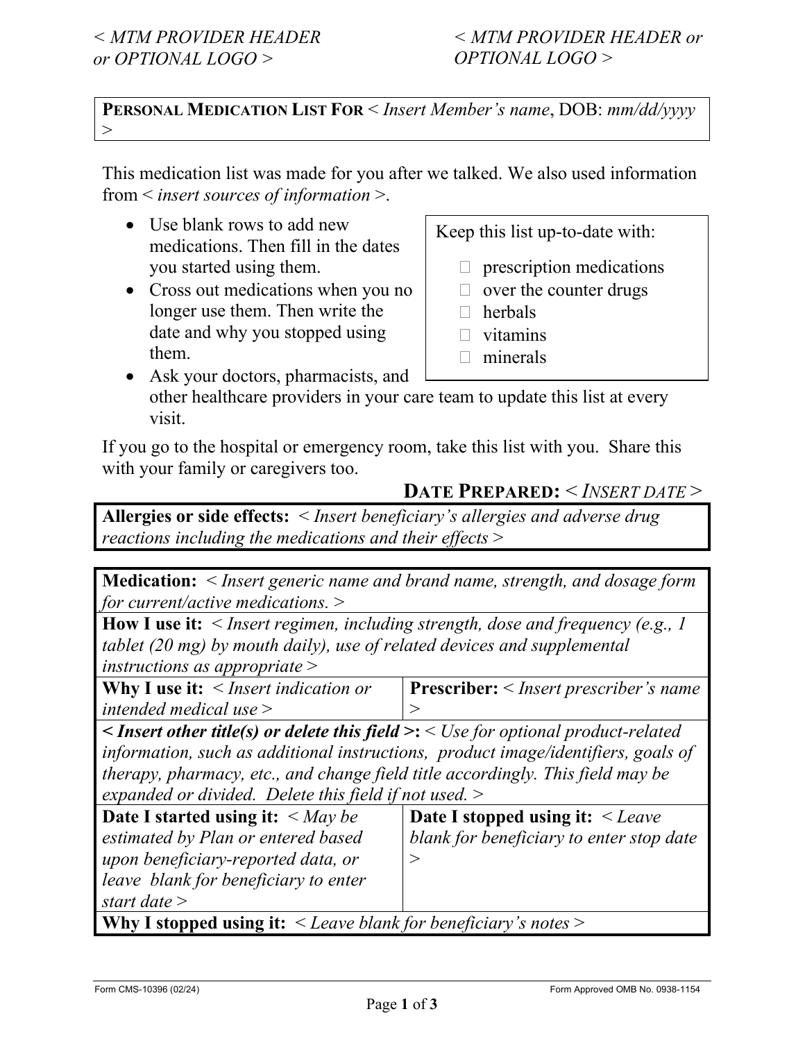*< MTM PROVIDER HEADER or OPTIONAL LOGO >* *< MTM PROVIDER HEADER or OPTIONAL LOGO >*

**PERSONAL MEDICATION LIST FOR** < *Insert Member's name*, DOB: *mm/dd/yyyy* >

This medication list was made for you after we talked. We also used information from < *insert sources of information* >.

- Use blank rows to add new medications. Then fill in the dates you started using them.
- Cross out medications when you no longer use them. Then write the date and why you stopped using them.
- Ask your doctors, pharmacists, and other healthcare providers in your care team to update this list at every visit.

Keep this list up-to-date with:

- prescription medications
- over the counter drugs
- herbals
- vitamins
- minerals

If you go to the hospital or emergency room, take this list with you. Share this with your family or caregivers too.

**DATE PREPARED:** < *INSERT DATE* >

| **Allergies or side effects:** < *Insert beneficiary's allergies and adverse drug reactions including the medications and their effects* > |
|---|

| **Medication:** < *Insert generic name and brand name, strength, and dosage form for current/active medications.* > | |
|---|---|
| **How I use it:** < *Insert regimen, including strength, dose and frequency (e.g., 1 tablet (20 mg) by mouth daily), use of related devices and supplemental instructions as appropriate* > | |
| **Why I use it:** < *Insert indication or intended medical use* > | **Prescriber:** < *Insert prescriber's name* > |
| ***< Insert other title(s) or delete this field >*:** < *Use for optional product-related information, such as additional instructions, product image/identifiers, goals of therapy, pharmacy, etc., and change field title accordingly. This field may be expanded or divided. Delete this field if not used.* > | |
| **Date I started using it:** < *May be estimated by Plan or entered based upon beneficiary-reported data, or leave blank for beneficiary to enter start date* > | **Date I stopped using it:** < *Leave blank for beneficiary to enter stop date* > |
| **Why I stopped using it:** < *Leave blank for beneficiary's notes* > | |

Form CMS-10396 (02/24) Form Approved OMB No. 0938-1154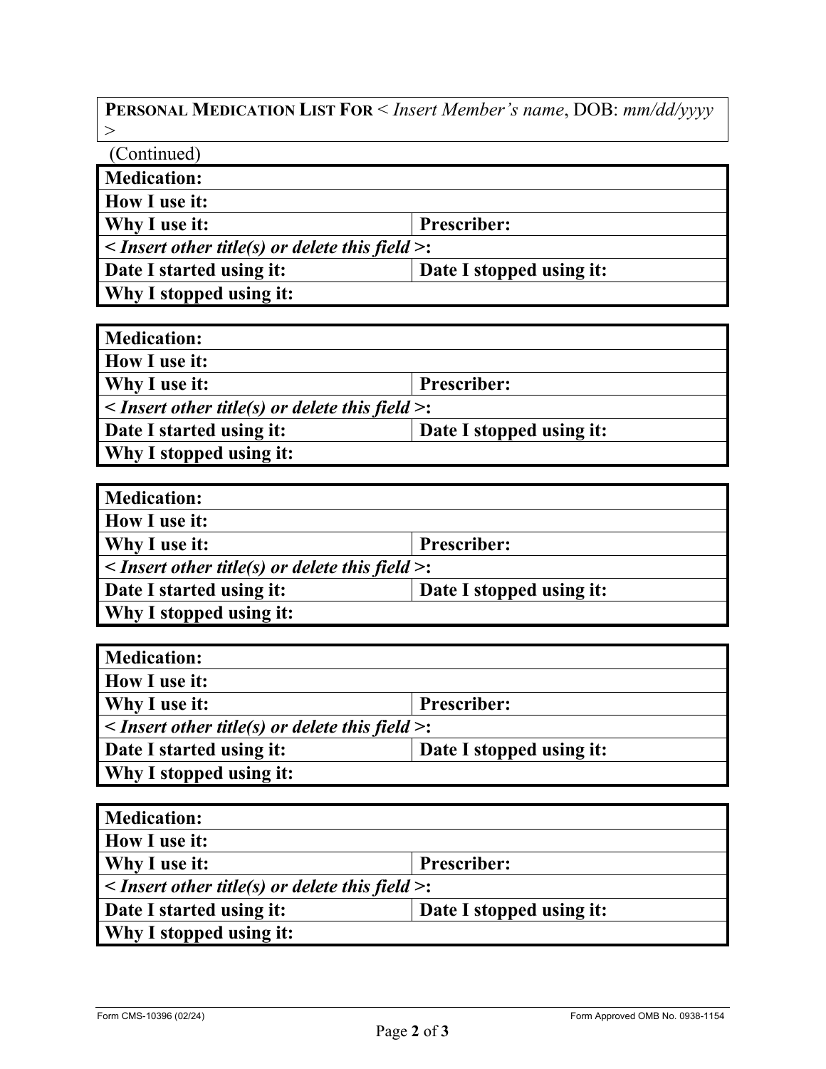| **PERSONAL MEDICATION LIST FOR** < *Insert Member's name*, DOB: *mm/dd/yyyy* > |
|---|

(Continued)

| **Medication:** | |
|---|---|
| **How I use it:** | |
| **Why I use it:** | **Prescriber:** |
| **<** ***Insert other title(s) or delete this field*** **>:** | |
| **Date I started using it:** | **Date I stopped using it:** |
| **Why I stopped using it:** | |

| **Medication:** | |
|---|---|
| **How I use it:** | |
| **Why I use it:** | **Prescriber:** |
| **<** ***Insert other title(s) or delete this field*** **>:** | |
| **Date I started using it:** | **Date I stopped using it:** |
| **Why I stopped using it:** | |

| **Medication:** | |
|---|---|
| **How I use it:** | |
| **Why I use it:** | **Prescriber:** |
| **<** ***Insert other title(s) or delete this field*** **>:** | |
| **Date I started using it:** | **Date I stopped using it:** |
| **Why I stopped using it:** | |

| **Medication:** | |
|---|---|
| **How I use it:** | |
| **Why I use it:** | **Prescriber:** |
| **<** ***Insert other title(s) or delete this field*** **>:** | |
| **Date I started using it:** | **Date I stopped using it:** |
| **Why I stopped using it:** | |

| **Medication:** | |
|---|---|
| **How I use it:** | |
| **Why I use it:** | **Prescriber:** |
| **<** ***Insert other title(s) or delete this field*** **>:** | |
| **Date I started using it:** | **Date I stopped using it:** |
| **Why I stopped using it:** | |

Form CMS-10396 (02/24) Form Approved OMB No. 0938-1154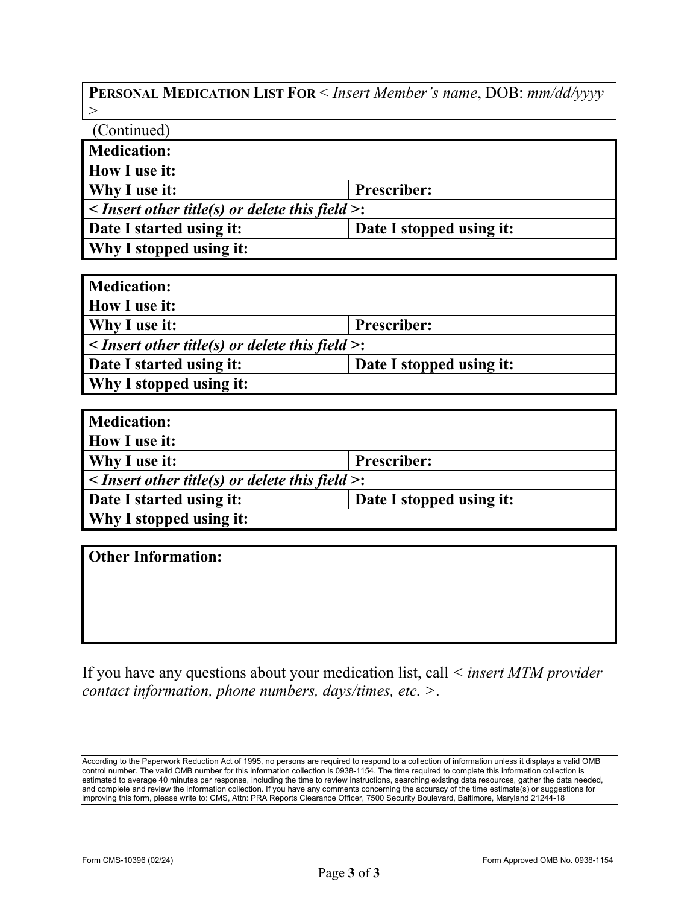| PERSONAL MEDICATION LIST FOR < *Insert Member's name*, DOB: *mm/dd/yyyy* > |
|---|

(Continued)

| **Medication:** | |
|---|---|
| **How I use it:** | |
| **Why I use it:** | **Prescriber:** |
| ***< Insert other title(s) or delete this field >*:** | |
| **Date I started using it:** | **Date I stopped using it:** |
| **Why I stopped using it:** | |

| **Medication:** | |
|---|---|
| **How I use it:** | |
| **Why I use it:** | **Prescriber:** |
| ***< Insert other title(s) or delete this field >*:** | |
| **Date I started using it:** | **Date I stopped using it:** |
| **Why I stopped using it:** | |

| **Medication:** | |
|---|---|
| **How I use it:** | |
| **Why I use it:** | **Prescriber:** |
| ***< Insert other title(s) or delete this field >*:** | |
| **Date I started using it:** | **Date I stopped using it:** |
| **Why I stopped using it:** | |

| **Other Information:** |
|---|
| |

If you have any questions about your medication list, call *< insert MTM provider contact information, phone numbers, days/times, etc. >*.

According to the Paperwork Reduction Act of 1995, no persons are required to respond to a collection of information unless it displays a valid OMB control number. The valid OMB number for this information collection is 0938-1154. The time required to complete this information collection is estimated to average 40 minutes per response, including the time to review instructions, searching existing data resources, gather the data needed, and complete and review the information collection. If you have any comments concerning the accuracy of the time estimate(s) or suggestions for improving this form, please write to: CMS, Attn: PRA Reports Clearance Officer, 7500 Security Boulevard, Baltimore, Maryland 21244-18

Form CMS-10396 (02/24)

Form Approved OMB No. 0938-1154